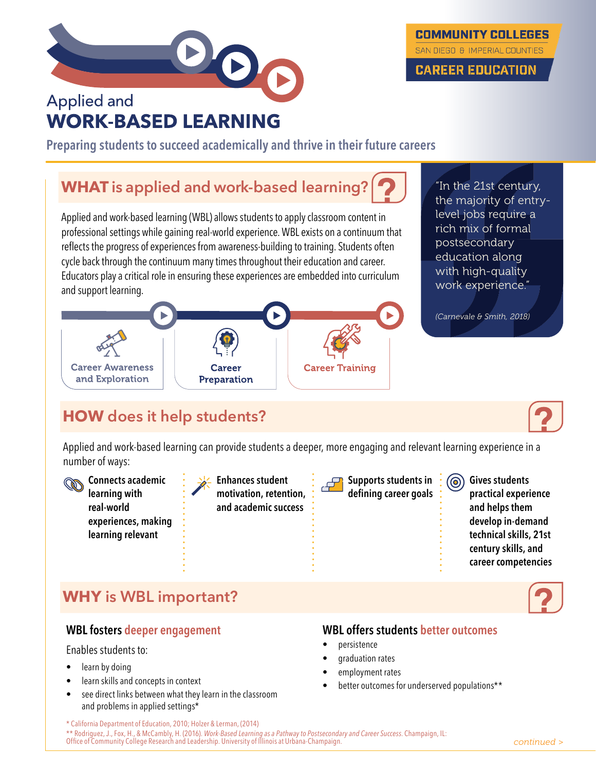COMMUNITY COLLEGES
SAN DIEGO & IMPERIAL COUNTIES
CAREER EDUCATION

# Applied and WORK-BASED LEARNING

**Preparing students to succeed academically and thrive in their future careers**

## WHAT is applied and work-based learning?

Applied and work-based learning (WBL) allows students to apply classroom content in professional settings while gaining real-world experience. WBL exists on a continuum that reflects the progress of experiences from awareness-building to training. Students often cycle back through the continuum many times throughout their education and career. Educators play a critical role in ensuring these experiences are embedded into curriculum and support learning.

- Career Awareness and Exploration
- Career Preparation
- Career Training

> "In the 21st century, the majority of entry-level jobs require a rich mix of formal postsecondary education along with high-quality work experience."
>
> *(Carnevale & Smith, 2018)*

## HOW does it help students?

Applied and work-based learning can provide students a deeper, more engaging and relevant learning experience in a number of ways:

- **Connects academic learning with real-world experiences, making learning relevant**
- **Enhances student motivation, retention, and academic success**
- **Supports students in defining career goals**
- **Gives students practical experience and helps them develop in-demand technical skills, 21st century skills, and career competencies**

## WHY is WBL important?

### WBL fosters deeper engagement

Enables students to:

- learn by doing
- learn skills and concepts in context
- see direct links between what they learn in the classroom and problems in applied settings*

### WBL offers students better outcomes

- persistence
- graduation rates
- employment rates
- better outcomes for underserved populations**

* California Department of Education, 2010; Holzer & Lerman, (2014)
** Rodriguez, J., Fox, H., & McCambly, H. (2016). *Work-Based Learning as a Pathway to Postsecondary and Career Success.* Champaign, IL: Office of Community College Research and Leadership. University of Illinois at Urbana-Champaign.

*continued >*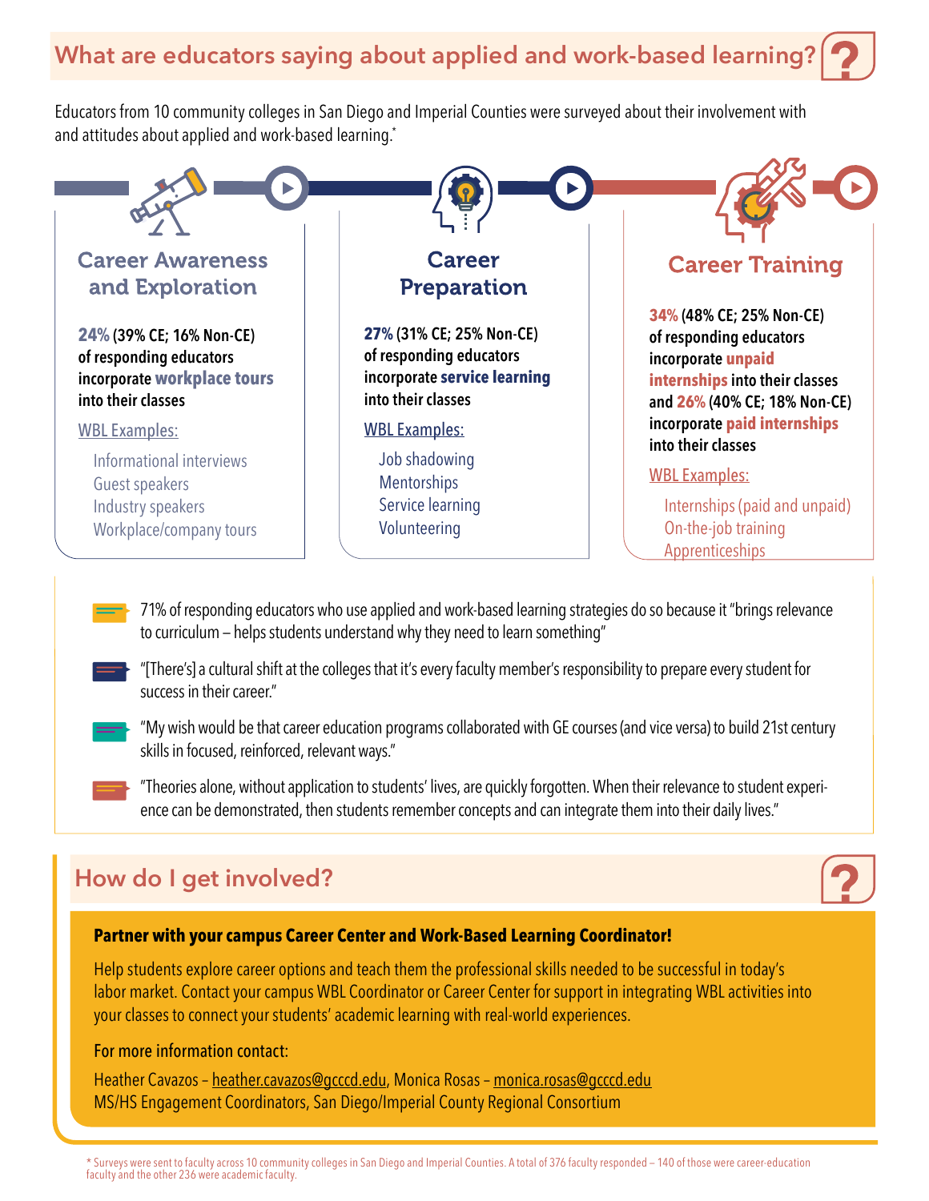## What are educators saying about applied and work-based learning?

Educators from 10 community colleges in San Diego and Imperial Counties were surveyed about their involvement with and attitudes about applied and work-based learning.*

### Career Awareness and Exploration

**24%** (39% CE; 16% Non-CE) of responding educators incorporate **workplace tours** into their classes

WBL Examples:

- Informational interviews
- Guest speakers
- Industry speakers
- Workplace/company tours

### Career Preparation

**27%** (31% CE; 25% Non-CE) of responding educators incorporate **service learning** into their classes

WBL Examples:

- Job shadowing
- Mentorships
- Service learning
- Volunteering

### Career Training

**34%** (48% CE; 25% Non-CE) of responding educators incorporate **unpaid internships** into their classes and **26%** (40% CE; 18% Non-CE) incorporate **paid internships** into their classes

WBL Examples:

- Internships (paid and unpaid)
- On-the-job training
- Apprenticeships

---

- 71% of responding educators who use applied and work-based learning strategies do so because it "brings relevance to curriculum – helps students understand why they need to learn something"
- "[There's] a cultural shift at the colleges that it's every faculty member's responsibility to prepare every student for success in their career."
- "My wish would be that career education programs collaborated with GE courses (and vice versa) to build 21st century skills in focused, reinforced, relevant ways."
- "Theories alone, without application to students' lives, are quickly forgotten. When their relevance to student experience can be demonstrated, then students remember concepts and can integrate them into their daily lives."

## How do I get involved?

**Partner with your campus Career Center and Work-Based Learning Coordinator!**

Help students explore career options and teach them the professional skills needed to be successful in today's labor market. Contact your campus WBL Coordinator or Career Center for support in integrating WBL activities into your classes to connect your students' academic learning with real-world experiences.

For more information contact:

Heather Cavazos – heather.cavazos@gcccd.edu, Monica Rosas – monica.rosas@gcccd.edu
MS/HS Engagement Coordinators, San Diego/Imperial County Regional Consortium

\* Surveys were sent to faculty across 10 community colleges in San Diego and Imperial Counties. A total of 376 faculty responded – 140 of those were career-education faculty and the other 236 were academic faculty.